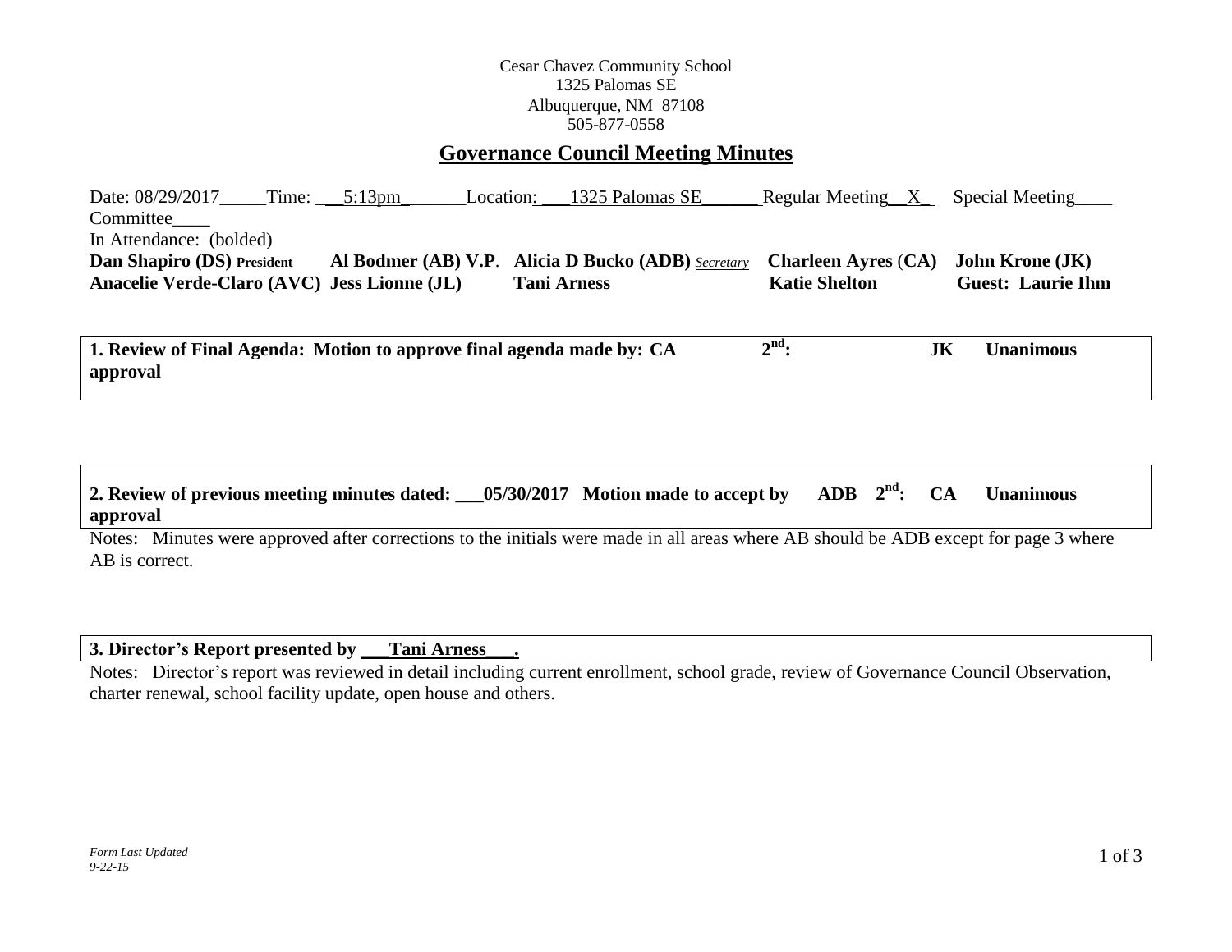Cesar Chavez Community School
1325 Palomas SE
Albuquerque, NM 87108
505-877-0558

# Governance Council Meeting Minutes

Date: 08/29/2017_____Time: ___5:13pm_______Location: ___1325 Palomas SE______ Regular Meeting__X_ Special Meeting____ Committee____

In Attendance: (bolded)

**Dan Shapiro (DS) President** **Al Bodmer (AB) V.P.** **Alicia D Bucko (ADB)** *Secretary* **Charleen Ayres (CA)** **John Krone (JK)**
**Anacelie Verde-Claro (AVC)** **Jess Lionne (JL)** **Tani Arness** **Katie Shelton** **Guest: Laurie Ihm**

**1. Review of Final Agenda: Motion to approve final agenda made by: CA 2nd: JK Unanimous approval**

**2. Review of previous meeting minutes dated: ___05/30/2017 Motion made to accept by ADB 2nd: CA Unanimous approval**

Notes: Minutes were approved after corrections to the initials were made in all areas where AB should be ADB except for page 3 where AB is correct.

**3. Director's Report presented by ___Tani Arness___.**

Notes: Director's report was reviewed in detail including current enrollment, school grade, review of Governance Council Observation, charter renewal, school facility update, open house and others.

*Form Last Updated 9-22-15*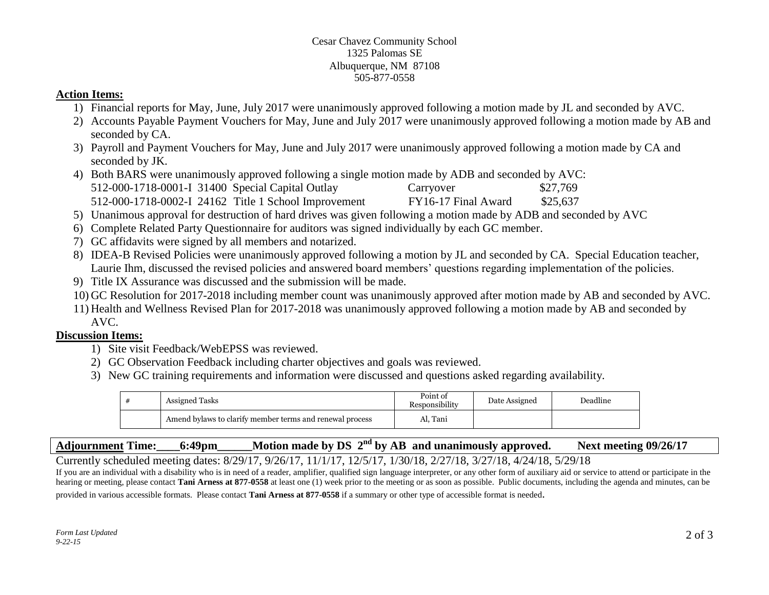Cesar Chavez Community School
1325 Palomas SE
Albuquerque, NM 87108
505-877-0558

**Action Items:**

1) Financial reports for May, June, July 2017 were unanimously approved following a motion made by JL and seconded by AVC.
2) Accounts Payable Payment Vouchers for May, June and July 2017 were unanimously approved following a motion made by AB and seconded by CA.
3) Payroll and Payment Vouchers for May, June and July 2017 were unanimously approved following a motion made by CA and seconded by JK.
4) Both BARS were unanimously approved following a single motion made by ADB and seconded by AVC:
   512-000-1718-0001-I 31400 Special Capital Outlay Carryover $27,769
   512-000-1718-0002-I 24162 Title 1 School Improvement FY16-17 Final Award $25,637
5) Unanimous approval for destruction of hard drives was given following a motion made by ADB and seconded by AVC
6) Complete Related Party Questionnaire for auditors was signed individually by each GC member.
7) GC affidavits were signed by all members and notarized.
8) IDEA-B Revised Policies were unanimously approved following a motion by JL and seconded by CA. Special Education teacher, Laurie Ihm, discussed the revised policies and answered board members' questions regarding implementation of the policies.
9) Title IX Assurance was discussed and the submission will be made.
10) GC Resolution for 2017-2018 including member count was unanimously approved after motion made by AB and seconded by AVC.
11) Health and Wellness Revised Plan for 2017-2018 was unanimously approved following a motion made by AB and seconded by AVC.

**Discussion Items:**

1) Site visit Feedback/WebEPSS was reviewed.
2) GC Observation Feedback including charter objectives and goals was reviewed.
3) New GC training requirements and information were discussed and questions asked regarding availability.

| # | Assigned Tasks | Point of Responsibility | Date Assigned | Deadline |
|---|---|---|---|---|
| | Amend bylaws to clarify member terms and renewal process | Al, Tani | | |

**Adjournment Time:\_\_\_\_6:49pm\_\_\_\_\_\_Motion made by DS 2nd by AB and unanimously approved. Next meeting 09/26/17**

Currently scheduled meeting dates: 8/29/17, 9/26/17, 11/1/17, 12/5/17, 1/30/18, 2/27/18, 3/27/18, 4/24/18, 5/29/18

If you are an individual with a disability who is in need of a reader, amplifier, qualified sign language interpreter, or any other form of auxiliary aid or service to attend or participate in the hearing or meeting, please contact **Tani Arness at 877-0558** at least one (1) week prior to the meeting or as soon as possible. Public documents, including the agenda and minutes, can be provided in various accessible formats. Please contact **Tani Arness at 877-0558** if a summary or other type of accessible format is needed.

*Form Last Updated 9-22-15*